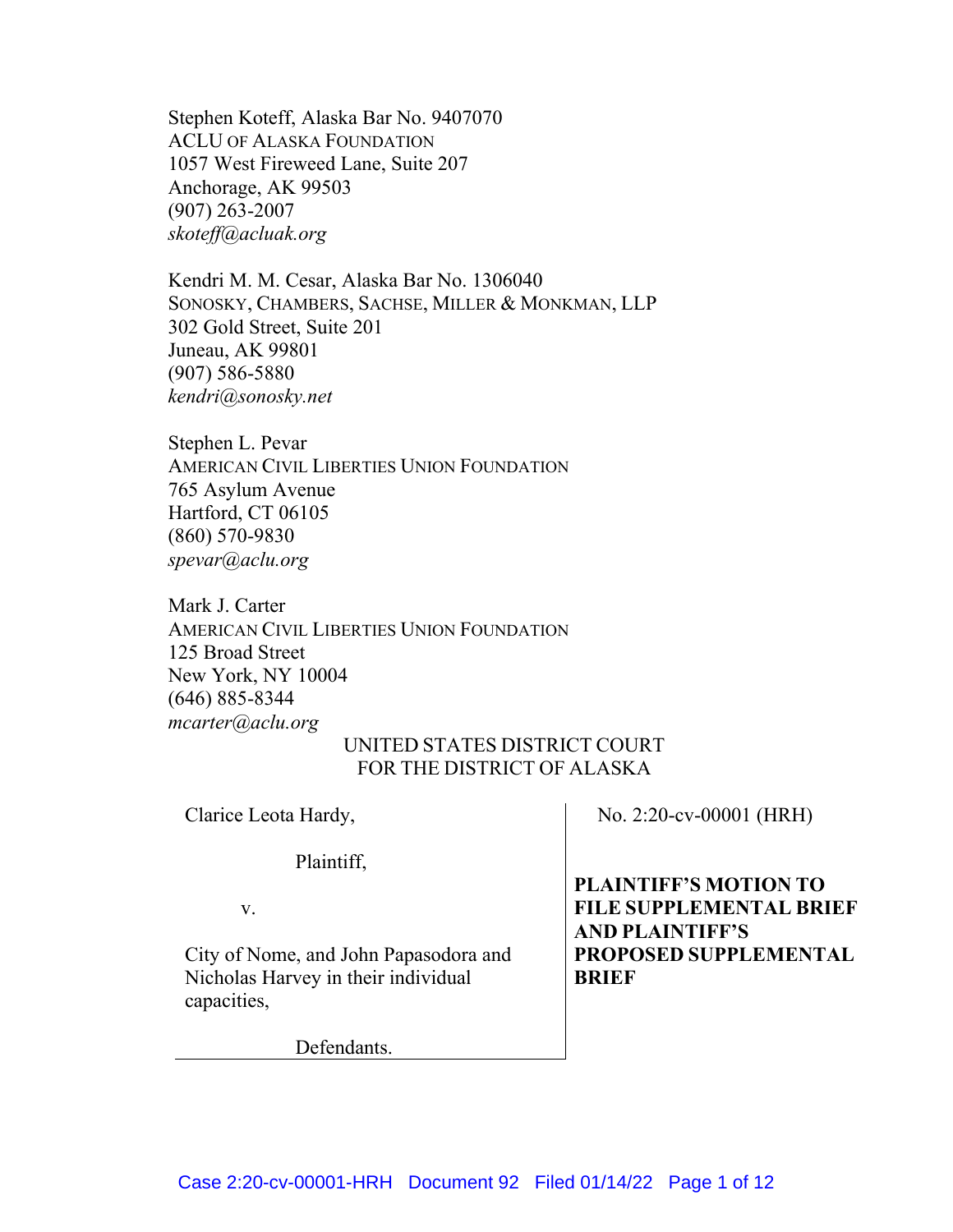Stephen Koteff, Alaska Bar No. 9407070
ACLU OF ALASKA FOUNDATION
1057 West Fireweed Lane, Suite 207
Anchorage, AK 99503
(907) 263-2007
*skoteff@acluak.org*

Kendri M. M. Cesar, Alaska Bar No. 1306040
SONOSKY, CHAMBERS, SACHSE, MILLER & MONKMAN, LLP
302 Gold Street, Suite 201
Juneau, AK 99801
(907) 586-5880
*kendri@sonosky.net*

Stephen L. Pevar
AMERICAN CIVIL LIBERTIES UNION FOUNDATION
765 Asylum Avenue
Hartford, CT 06105
(860) 570-9830
*spevar@aclu.org*

Mark J. Carter
AMERICAN CIVIL LIBERTIES UNION FOUNDATION
125 Broad Street
New York, NY 10004
(646) 885-8344
*mcarter@aclu.org*

UNITED STATES DISTRICT COURT
FOR THE DISTRICT OF ALASKA

| | |
|---|---|
| Clarice Leota Hardy,<br><br>Plaintiff,<br><br>v.<br><br>City of Nome, and John Papasodora and Nicholas Harvey in their individual capacities,<br><br>Defendants. | No. 2:20-cv-00001 (HRH)<br><br>**PLAINTIFF'S MOTION TO FILE SUPPLEMENTAL BRIEF AND PLAINTIFF'S PROPOSED SUPPLEMENTAL BRIEF** |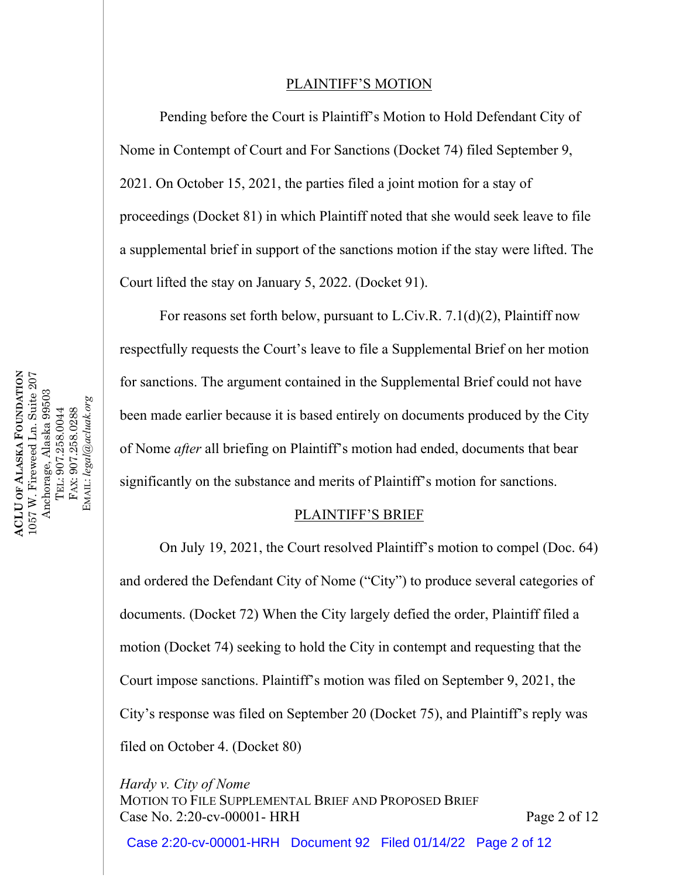## PLAINTIFF'S MOTION

Pending before the Court is Plaintiff's Motion to Hold Defendant City of Nome in Contempt of Court and For Sanctions (Docket 74) filed September 9, 2021. On October 15, 2021, the parties filed a joint motion for a stay of proceedings (Docket 81) in which Plaintiff noted that she would seek leave to file a supplemental brief in support of the sanctions motion if the stay were lifted. The Court lifted the stay on January 5, 2022. (Docket 91).

For reasons set forth below, pursuant to L.Civ.R. 7.1(d)(2), Plaintiff now respectfully requests the Court's leave to file a Supplemental Brief on her motion for sanctions. The argument contained in the Supplemental Brief could not have been made earlier because it is based entirely on documents produced by the City of Nome *after* all briefing on Plaintiff's motion had ended, documents that bear significantly on the substance and merits of Plaintiff's motion for sanctions.

## PLAINTIFF'S BRIEF

On July 19, 2021, the Court resolved Plaintiff's motion to compel (Doc. 64) and ordered the Defendant City of Nome ("City") to produce several categories of documents. (Docket 72) When the City largely defied the order, Plaintiff filed a motion (Docket 74) seeking to hold the City in contempt and requesting that the Court impose sanctions. Plaintiff's motion was filed on September 9, 2021, the City's response was filed on September 20 (Docket 75), and Plaintiff's reply was filed on October 4. (Docket 80)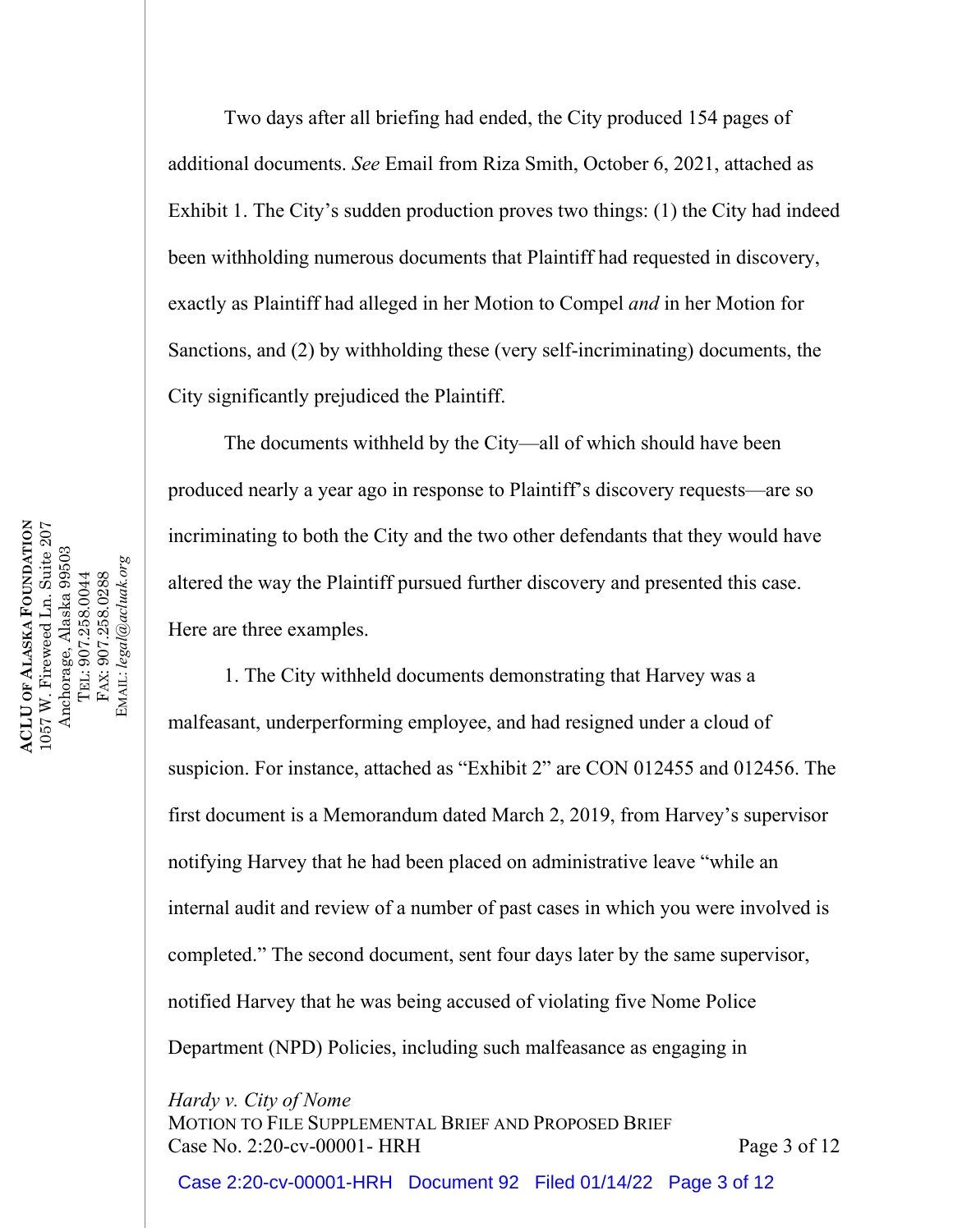Two days after all briefing had ended, the City produced 154 pages of additional documents. *See* Email from Riza Smith, October 6, 2021, attached as Exhibit 1. The City's sudden production proves two things: (1) the City had indeed been withholding numerous documents that Plaintiff had requested in discovery, exactly as Plaintiff had alleged in her Motion to Compel *and* in her Motion for Sanctions, and (2) by withholding these (very self-incriminating) documents, the City significantly prejudiced the Plaintiff.

The documents withheld by the City—all of which should have been produced nearly a year ago in response to Plaintiff's discovery requests—are so incriminating to both the City and the two other defendants that they would have altered the way the Plaintiff pursued further discovery and presented this case. Here are three examples.

1. The City withheld documents demonstrating that Harvey was a malfeasant, underperforming employee, and had resigned under a cloud of suspicion. For instance, attached as "Exhibit 2" are CON 012455 and 012456. The first document is a Memorandum dated March 2, 2019, from Harvey's supervisor notifying Harvey that he had been placed on administrative leave "while an internal audit and review of a number of past cases in which you were involved is completed." The second document, sent four days later by the same supervisor, notified Harvey that he was being accused of violating five Nome Police Department (NPD) Policies, including such malfeasance as engaging in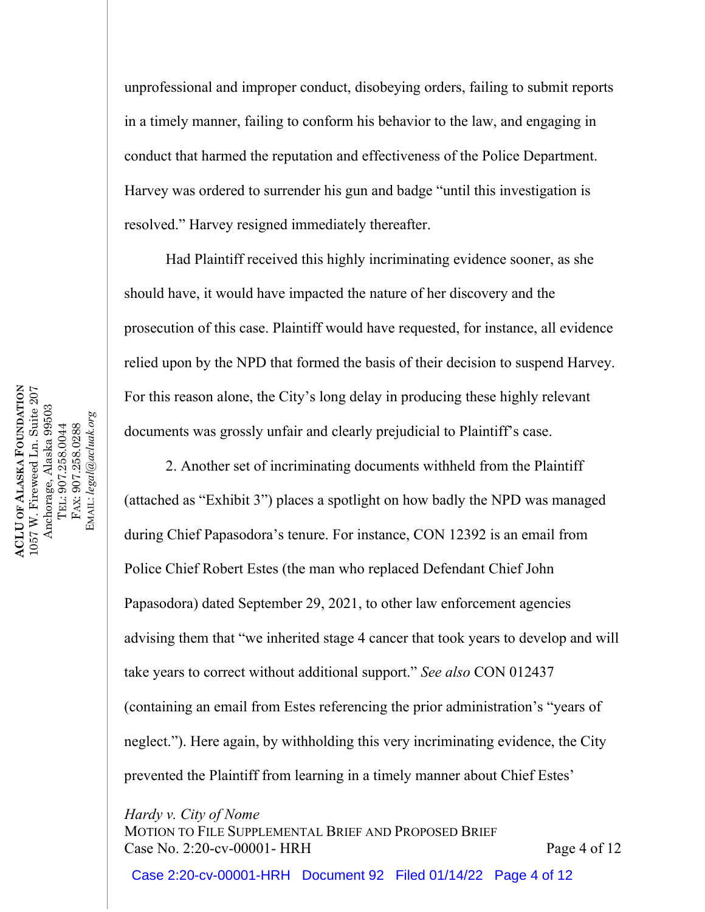unprofessional and improper conduct, disobeying orders, failing to submit reports in a timely manner, failing to conform his behavior to the law, and engaging in conduct that harmed the reputation and effectiveness of the Police Department. Harvey was ordered to surrender his gun and badge "until this investigation is resolved." Harvey resigned immediately thereafter.

Had Plaintiff received this highly incriminating evidence sooner, as she should have, it would have impacted the nature of her discovery and the prosecution of this case. Plaintiff would have requested, for instance, all evidence relied upon by the NPD that formed the basis of their decision to suspend Harvey. For this reason alone, the City's long delay in producing these highly relevant documents was grossly unfair and clearly prejudicial to Plaintiff's case.

2. Another set of incriminating documents withheld from the Plaintiff (attached as "Exhibit 3") places a spotlight on how badly the NPD was managed during Chief Papasodora's tenure. For instance, CON 12392 is an email from Police Chief Robert Estes (the man who replaced Defendant Chief John Papasodora) dated September 29, 2021, to other law enforcement agencies advising them that "we inherited stage 4 cancer that took years to develop and will take years to correct without additional support." *See also* CON 012437 (containing an email from Estes referencing the prior administration's "years of neglect."). Here again, by withholding this very incriminating evidence, the City prevented the Plaintiff from learning in a timely manner about Chief Estes'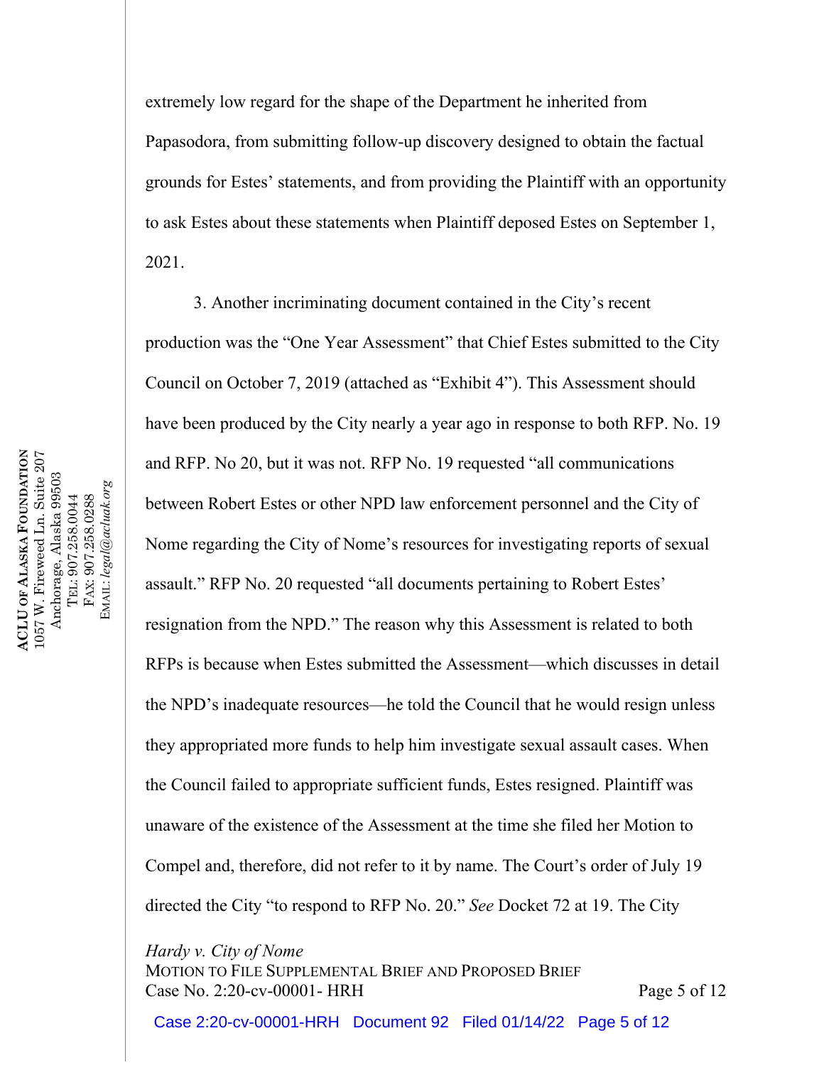extremely low regard for the shape of the Department he inherited from Papasodora, from submitting follow-up discovery designed to obtain the factual grounds for Estes' statements, and from providing the Plaintiff with an opportunity to ask Estes about these statements when Plaintiff deposed Estes on September 1, 2021.

3. Another incriminating document contained in the City's recent production was the "One Year Assessment" that Chief Estes submitted to the City Council on October 7, 2019 (attached as "Exhibit 4"). This Assessment should have been produced by the City nearly a year ago in response to both RFP. No. 19 and RFP. No 20, but it was not. RFP No. 19 requested "all communications between Robert Estes or other NPD law enforcement personnel and the City of Nome regarding the City of Nome's resources for investigating reports of sexual assault." RFP No. 20 requested "all documents pertaining to Robert Estes' resignation from the NPD." The reason why this Assessment is related to both RFPs is because when Estes submitted the Assessment—which discusses in detail the NPD's inadequate resources—he told the Council that he would resign unless they appropriated more funds to help him investigate sexual assault cases. When the Council failed to appropriate sufficient funds, Estes resigned. Plaintiff was unaware of the existence of the Assessment at the time she filed her Motion to Compel and, therefore, did not refer to it by name. The Court's order of July 19 directed the City "to respond to RFP No. 20." *See* Docket 72 at 19. The City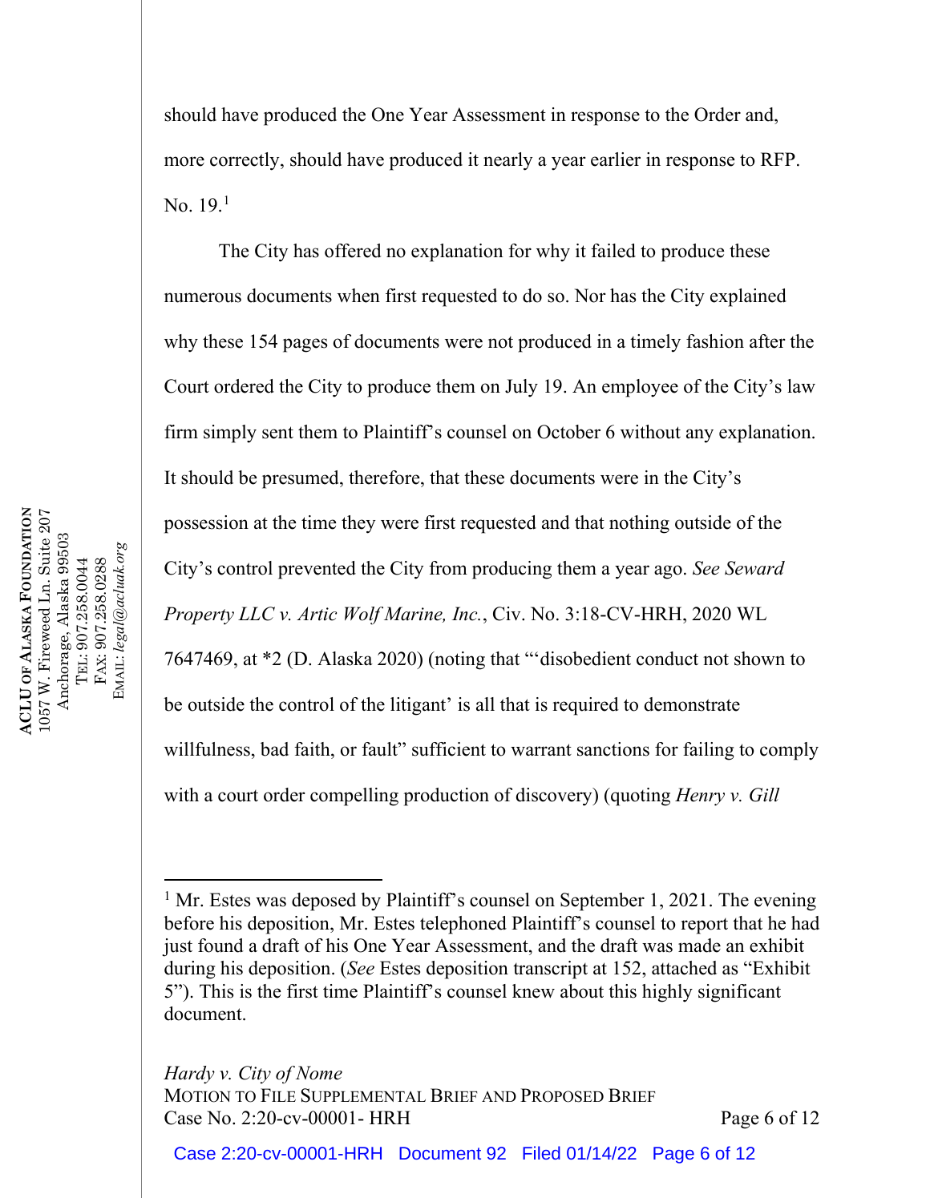should have produced the One Year Assessment in response to the Order and, more correctly, should have produced it nearly a year earlier in response to RFP. No. 19.[1]

The City has offered no explanation for why it failed to produce these numerous documents when first requested to do so. Nor has the City explained why these 154 pages of documents were not produced in a timely fashion after the Court ordered the City to produce them on July 19. An employee of the City's law firm simply sent them to Plaintiff's counsel on October 6 without any explanation. It should be presumed, therefore, that these documents were in the City's possession at the time they were first requested and that nothing outside of the City's control prevented the City from producing them a year ago. *See Seward Property LLC v. Artic Wolf Marine, Inc.*, Civ. No. 3:18-CV-HRH, 2020 WL 7647469, at *2 (D. Alaska 2020) (noting that "'disobedient conduct not shown to be outside the control of the litigant' is all that is required to demonstrate willfulness, bad faith, or fault" sufficient to warrant sanctions for failing to comply with a court order compelling production of discovery) (quoting *Henry v. Gill*

---

[1] Mr. Estes was deposed by Plaintiff's counsel on September 1, 2021. The evening before his deposition, Mr. Estes telephoned Plaintiff's counsel to report that he had just found a draft of his One Year Assessment, and the draft was made an exhibit during his deposition. (*See* Estes deposition transcript at 152, attached as "Exhibit 5"). This is the first time Plaintiff's counsel knew about this highly significant document.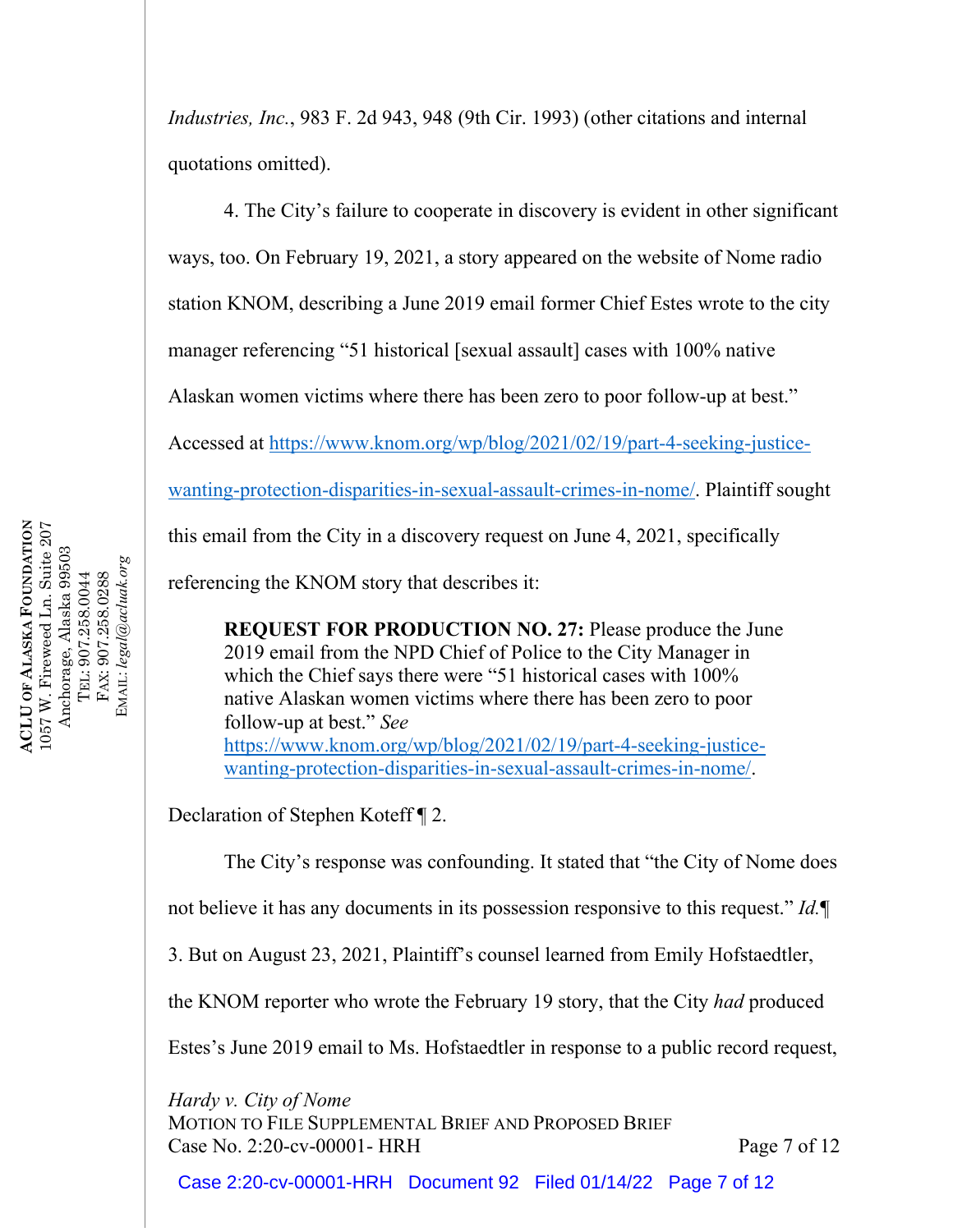*Industries, Inc.*, 983 F. 2d 943, 948 (9th Cir. 1993) (other citations and internal quotations omitted).

4. The City's failure to cooperate in discovery is evident in other significant ways, too. On February 19, 2021, a story appeared on the website of Nome radio station KNOM, describing a June 2019 email former Chief Estes wrote to the city manager referencing "51 historical [sexual assault] cases with 100% native Alaskan women victims where there has been zero to poor follow-up at best." Accessed at https://www.knom.org/wp/blog/2021/02/19/part-4-seeking-justice-wanting-protection-disparities-in-sexual-assault-crimes-in-nome/. Plaintiff sought this email from the City in a discovery request on June 4, 2021, specifically referencing the KNOM story that describes it:

> **REQUEST FOR PRODUCTION NO. 27:** Please produce the June 2019 email from the NPD Chief of Police to the City Manager in which the Chief says there were "51 historical cases with 100% native Alaskan women victims where there has been zero to poor follow-up at best." *See* https://www.knom.org/wp/blog/2021/02/19/part-4-seeking-justice-wanting-protection-disparities-in-sexual-assault-crimes-in-nome/.

Declaration of Stephen Koteff ¶ 2.

The City's response was confounding. It stated that "the City of Nome does not believe it has any documents in its possession responsive to this request." *Id.*¶ 3. But on August 23, 2021, Plaintiff's counsel learned from Emily Hofstaedtler, the KNOM reporter who wrote the February 19 story, that the City *had* produced Estes's June 2019 email to Ms. Hofstaedtler in response to a public record request,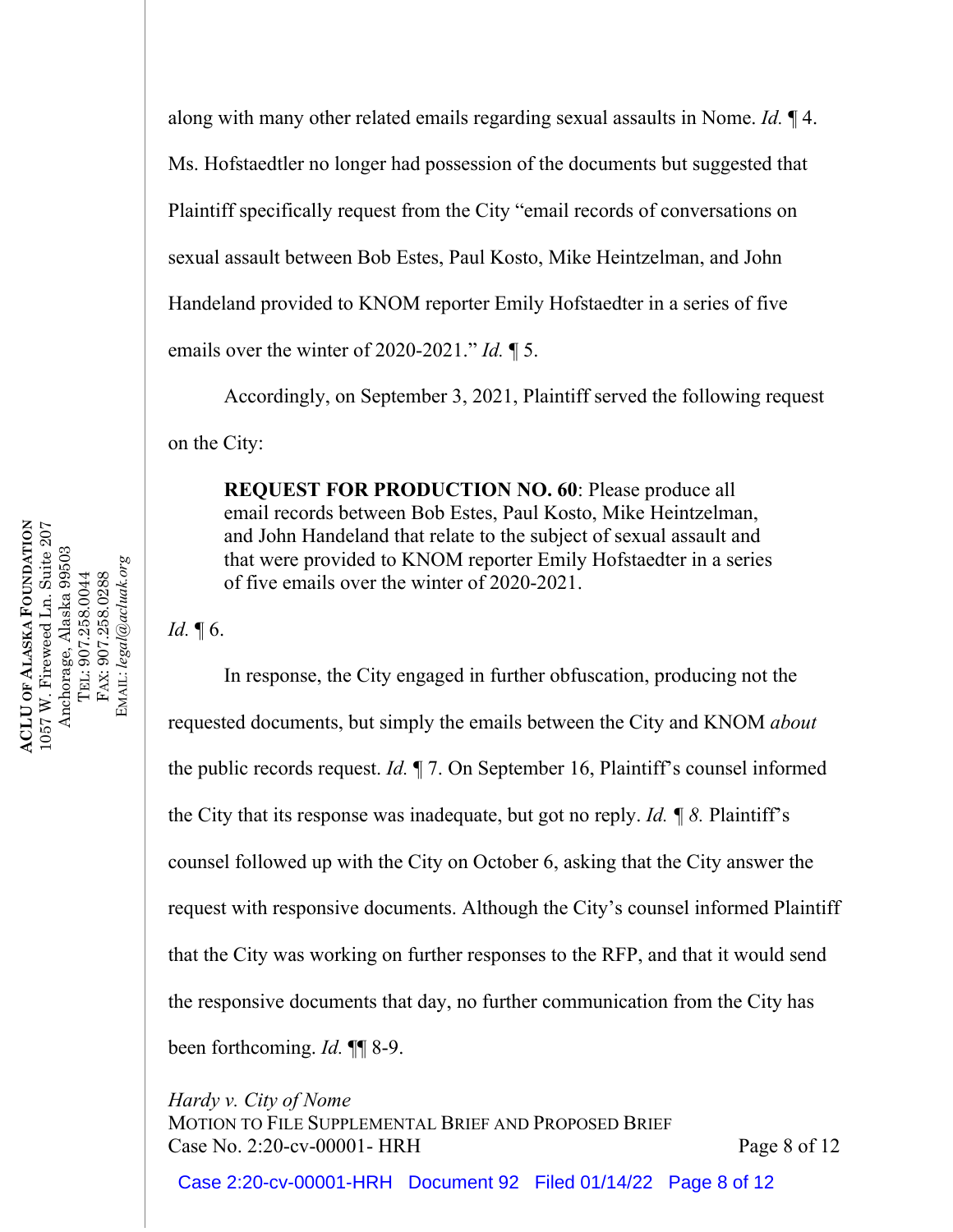along with many other related emails regarding sexual assaults in Nome. *Id.* ¶ 4. Ms. Hofstaedtler no longer had possession of the documents but suggested that Plaintiff specifically request from the City "email records of conversations on sexual assault between Bob Estes, Paul Kosto, Mike Heintzelman, and John Handeland provided to KNOM reporter Emily Hofstaedter in a series of five emails over the winter of 2020-2021." *Id.* ¶ 5.

Accordingly, on September 3, 2021, Plaintiff served the following request on the City:

> **REQUEST FOR PRODUCTION NO. 60**: Please produce all email records between Bob Estes, Paul Kosto, Mike Heintzelman, and John Handeland that relate to the subject of sexual assault and that were provided to KNOM reporter Emily Hofstaedter in a series of five emails over the winter of 2020-2021.

*Id.* ¶ 6.

In response, the City engaged in further obfuscation, producing not the requested documents, but simply the emails between the City and KNOM *about* the public records request. *Id.* ¶ 7. On September 16, Plaintiff's counsel informed the City that its response was inadequate, but got no reply. *Id. ¶ 8.* Plaintiff's counsel followed up with the City on October 6, asking that the City answer the request with responsive documents. Although the City's counsel informed Plaintiff that the City was working on further responses to the RFP, and that it would send the responsive documents that day, no further communication from the City has been forthcoming. *Id.* ¶¶ 8-9.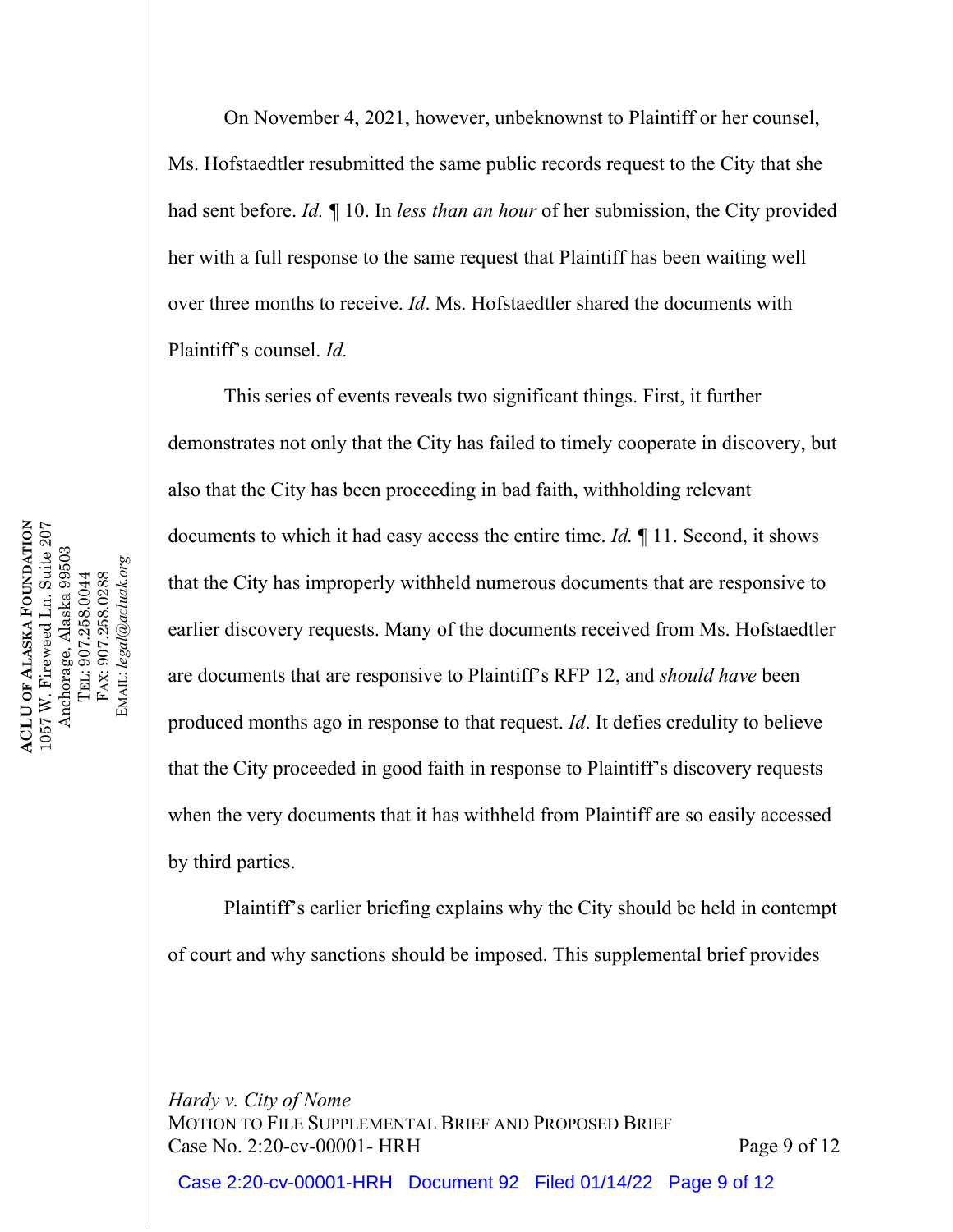On November 4, 2021, however, unbeknownst to Plaintiff or her counsel, Ms. Hofstaedtler resubmitted the same public records request to the City that she had sent before. *Id.* ¶ 10. In *less than an hour* of her submission, the City provided her with a full response to the same request that Plaintiff has been waiting well over three months to receive. *Id*. Ms. Hofstaedtler shared the documents with Plaintiff's counsel. *Id.*

This series of events reveals two significant things. First, it further demonstrates not only that the City has failed to timely cooperate in discovery, but also that the City has been proceeding in bad faith, withholding relevant documents to which it had easy access the entire time. *Id.* ¶ 11. Second, it shows that the City has improperly withheld numerous documents that are responsive to earlier discovery requests. Many of the documents received from Ms. Hofstaedtler are documents that are responsive to Plaintiff's RFP 12, and *should have* been produced months ago in response to that request. *Id*. It defies credulity to believe that the City proceeded in good faith in response to Plaintiff's discovery requests when the very documents that it has withheld from Plaintiff are so easily accessed by third parties.

Plaintiff's earlier briefing explains why the City should be held in contempt of court and why sanctions should be imposed. This supplemental brief provides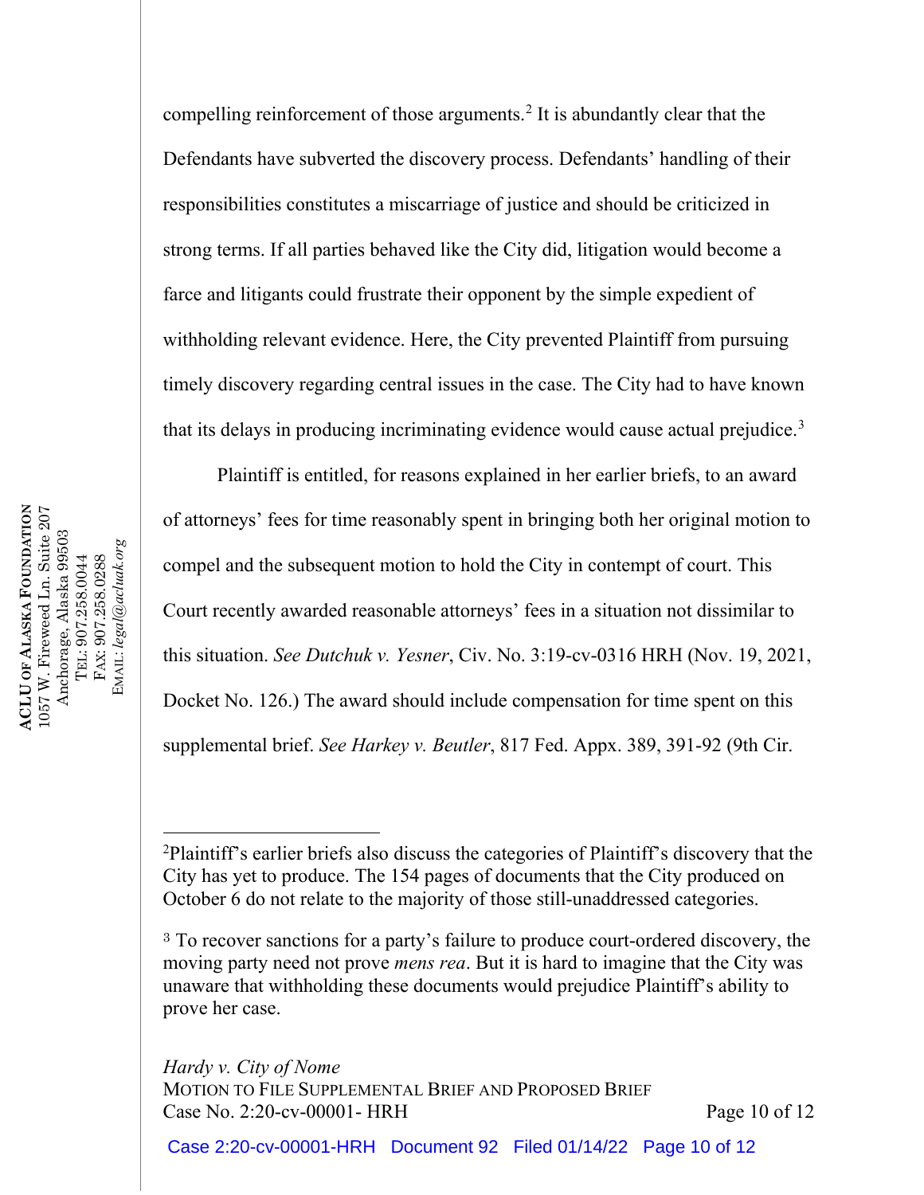compelling reinforcement of those arguments.[2] It is abundantly clear that the Defendants have subverted the discovery process. Defendants' handling of their responsibilities constitutes a miscarriage of justice and should be criticized in strong terms. If all parties behaved like the City did, litigation would become a farce and litigants could frustrate their opponent by the simple expedient of withholding relevant evidence. Here, the City prevented Plaintiff from pursuing timely discovery regarding central issues in the case. The City had to have known that its delays in producing incriminating evidence would cause actual prejudice.[3]

Plaintiff is entitled, for reasons explained in her earlier briefs, to an award of attorneys' fees for time reasonably spent in bringing both her original motion to compel and the subsequent motion to hold the City in contempt of court. This Court recently awarded reasonable attorneys' fees in a situation not dissimilar to this situation. *See Dutchuk v. Yesner*, Civ. No. 3:19-cv-0316 HRH (Nov. 19, 2021, Docket No. 126.) The award should include compensation for time spent on this supplemental brief. *See Harkey v. Beutler*, 817 Fed. Appx. 389, 391-92 (9th Cir.

---

[2]Plaintiff's earlier briefs also discuss the categories of Plaintiff's discovery that the City has yet to produce. The 154 pages of documents that the City produced on October 6 do not relate to the majority of those still-unaddressed categories.

[3] To recover sanctions for a party's failure to produce court-ordered discovery, the moving party need not prove *mens rea*. But it is hard to imagine that the City was unaware that withholding these documents would prejudice Plaintiff's ability to prove her case.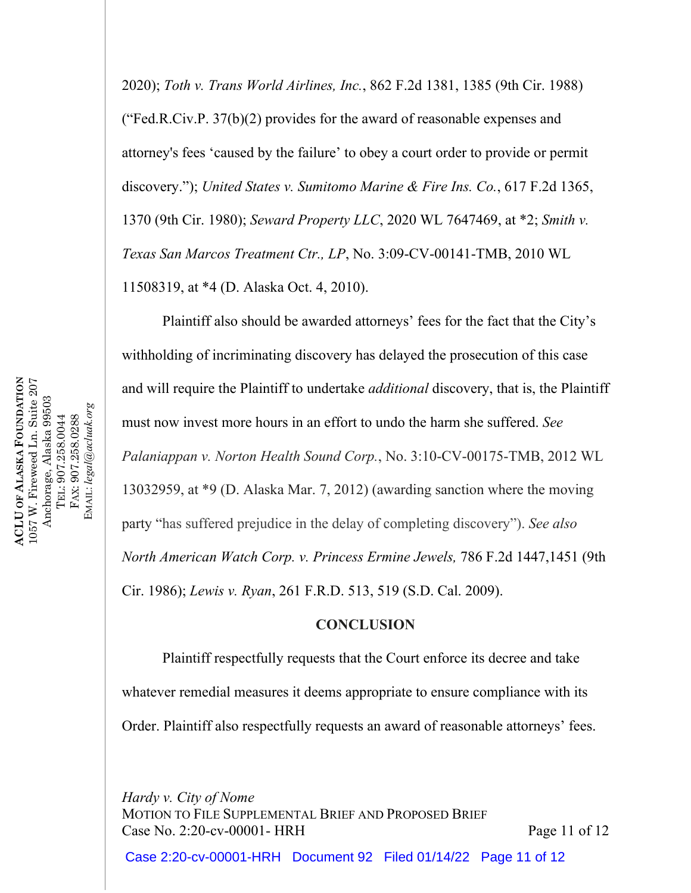2020); *Toth v. Trans World Airlines, Inc.*, 862 F.2d 1381, 1385 (9th Cir. 1988) ("Fed.R.Civ.P. 37(b)(2) provides for the award of reasonable expenses and attorney's fees 'caused by the failure' to obey a court order to provide or permit discovery."); *United States v. Sumitomo Marine & Fire Ins. Co.*, 617 F.2d 1365, 1370 (9th Cir. 1980); *Seward Property LLC*, 2020 WL 7647469, at *2; *Smith v. Texas San Marcos Treatment Ctr., LP*, No. 3:09-CV-00141-TMB, 2010 WL 11508319, at *4 (D. Alaska Oct. 4, 2010).

Plaintiff also should be awarded attorneys' fees for the fact that the City's withholding of incriminating discovery has delayed the prosecution of this case and will require the Plaintiff to undertake *additional* discovery, that is, the Plaintiff must now invest more hours in an effort to undo the harm she suffered. *See Palaniappan v. Norton Health Sound Corp.*, No. 3:10-CV-00175-TMB, 2012 WL 13032959, at *9 (D. Alaska Mar. 7, 2012) (awarding sanction where the moving party "has suffered prejudice in the delay of completing discovery"). *See also North American Watch Corp. v. Princess Ermine Jewels,* 786 F.2d 1447,1451 (9th Cir. 1986); *Lewis v. Ryan*, 261 F.R.D. 513, 519 (S.D. Cal. 2009).

**CONCLUSION**

Plaintiff respectfully requests that the Court enforce its decree and take whatever remedial measures it deems appropriate to ensure compliance with its Order. Plaintiff also respectfully requests an award of reasonable attorneys' fees.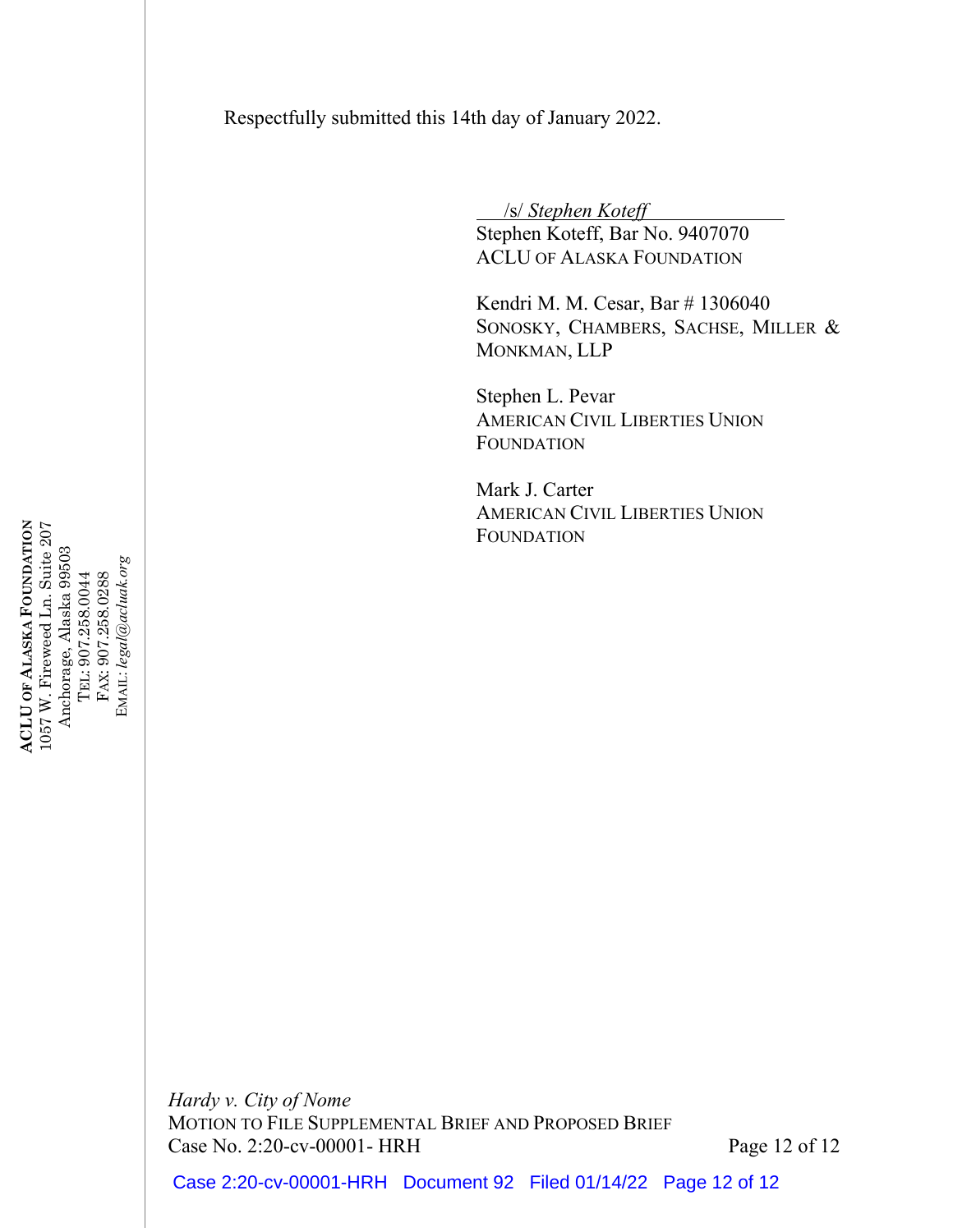Respectfully submitted this 14th day of January 2022.

/s/ *Stephen Koteff*
Stephen Koteff, Bar No. 9407070
ACLU OF ALASKA FOUNDATION

Kendri M. M. Cesar, Bar # 1306040
SONOSKY, CHAMBERS, SACHSE, MILLER & MONKMAN, LLP

Stephen L. Pevar
AMERICAN CIVIL LIBERTIES UNION FOUNDATION

Mark J. Carter
AMERICAN CIVIL LIBERTIES UNION FOUNDATION